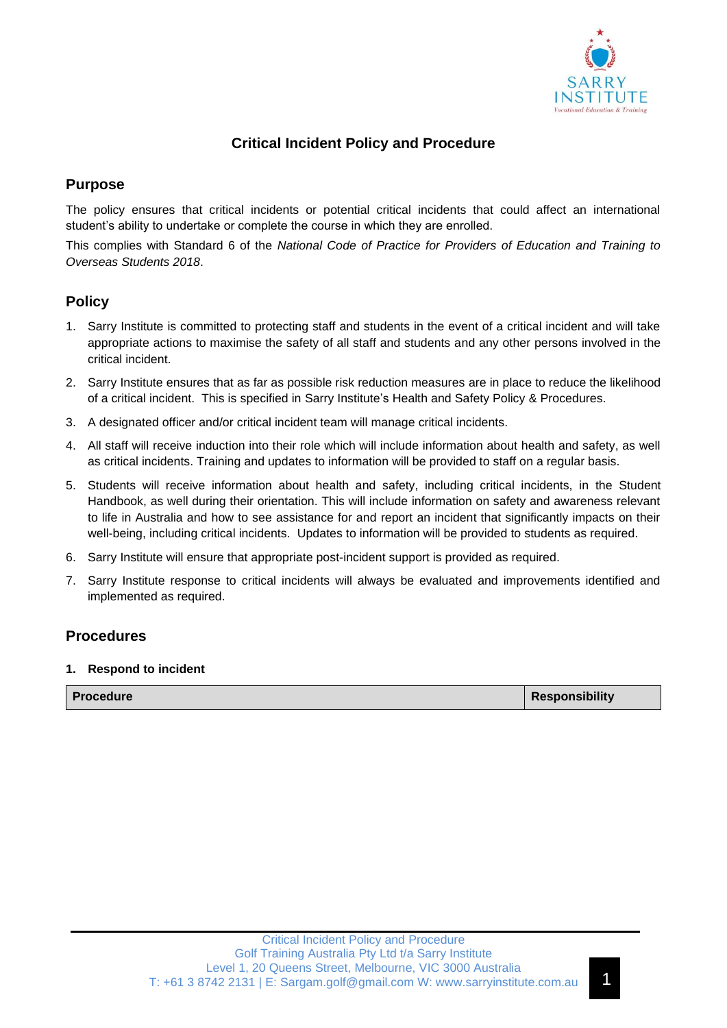# Critical Incident Policy and Procedure

## Purpose

The policy ensures that critical incidents or potential critical incidents that could affect an international student's ability to undertake or complete the course in which they are enrolled.

This complies with Standard 6 of the *National Code of Practice for Providers of Education and Training to Overseas Students 2018*.

## Policy

1. Sarry Institute is committed to protecting staff and students in the event of a critical incident and will take appropriate actions to maximise the safety of all staff and students and any other persons involved in the critical incident.
2. Sarry Institute ensures that as far as possible risk reduction measures are in place to reduce the likelihood of a critical incident. This is specified in Sarry Institute's Health and Safety Policy & Procedures.
3. A designated officer and/or critical incident team will manage critical incidents.
4. All staff will receive induction into their role which will include information about health and safety, as well as critical incidents. Training and updates to information will be provided to staff on a regular basis.
5. Students will receive information about health and safety, including critical incidents, in the Student Handbook, as well during their orientation. This will include information on safety and awareness relevant to life in Australia and how to see assistance for and report an incident that significantly impacts on their well-being, including critical incidents. Updates to information will be provided to students as required.
6. Sarry Institute will ensure that appropriate post-incident support is provided as required.
7. Sarry Institute response to critical incidents will always be evaluated and improvements identified and implemented as required.

## Procedures

**1. Respond to incident**

| Procedure | Responsibility |
| --- | --- |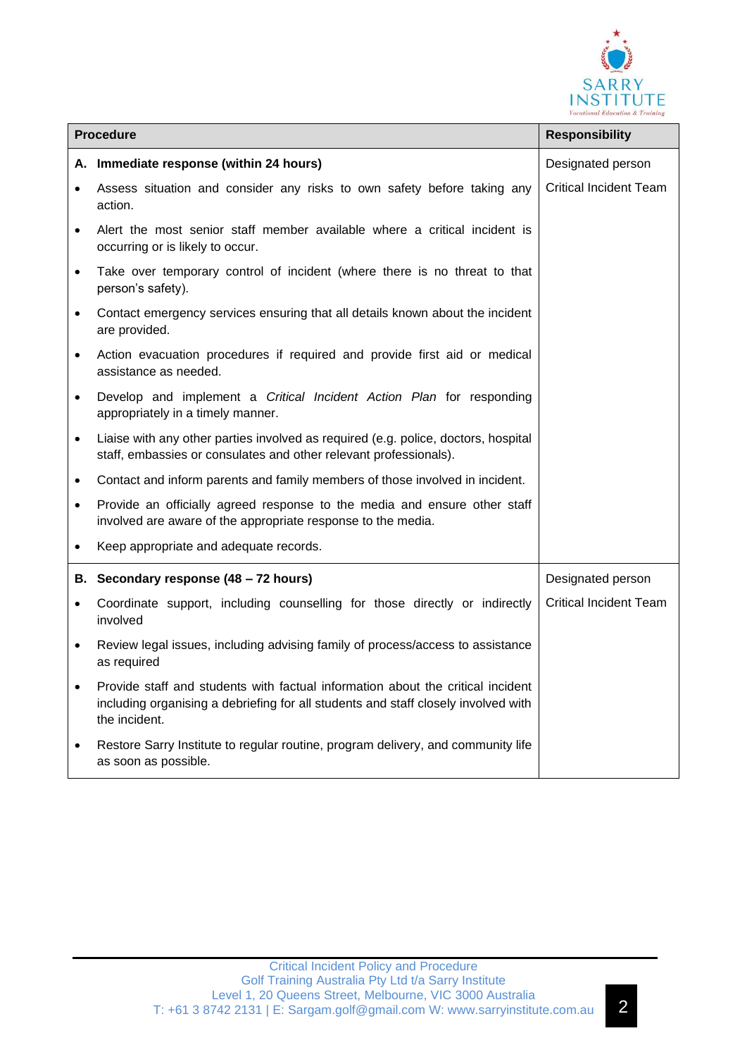| Procedure | Responsibility |
| --- | --- |
| **A. Immediate response (within 24 hours)**<br>• Assess situation and consider any risks to own safety before taking any action.<br>• Alert the most senior staff member available where a critical incident is occurring or is likely to occur.<br>• Take over temporary control of incident (where there is no threat to that person's safety).<br>• Contact emergency services ensuring that all details known about the incident are provided.<br>• Action evacuation procedures if required and provide first aid or medical assistance as needed.<br>• Develop and implement a *Critical Incident Action Plan* for responding appropriately in a timely manner.<br>• Liaise with any other parties involved as required (e.g. police, doctors, hospital staff, embassies or consulates and other relevant professionals).<br>• Contact and inform parents and family members of those involved in incident.<br>• Provide an officially agreed response to the media and ensure other staff involved are aware of the appropriate response to the media.<br>• Keep appropriate and adequate records. | Designated person<br>Critical Incident Team |
| **B. Secondary response (48 – 72 hours)**<br>• Coordinate support, including counselling for those directly or indirectly involved<br>• Review legal issues, including advising family of process/access to assistance as required<br>• Provide staff and students with factual information about the critical incident including organising a debriefing for all students and staff closely involved with the incident.<br>• Restore Sarry Institute to regular routine, program delivery, and community life as soon as possible. | Designated person<br>Critical Incident Team |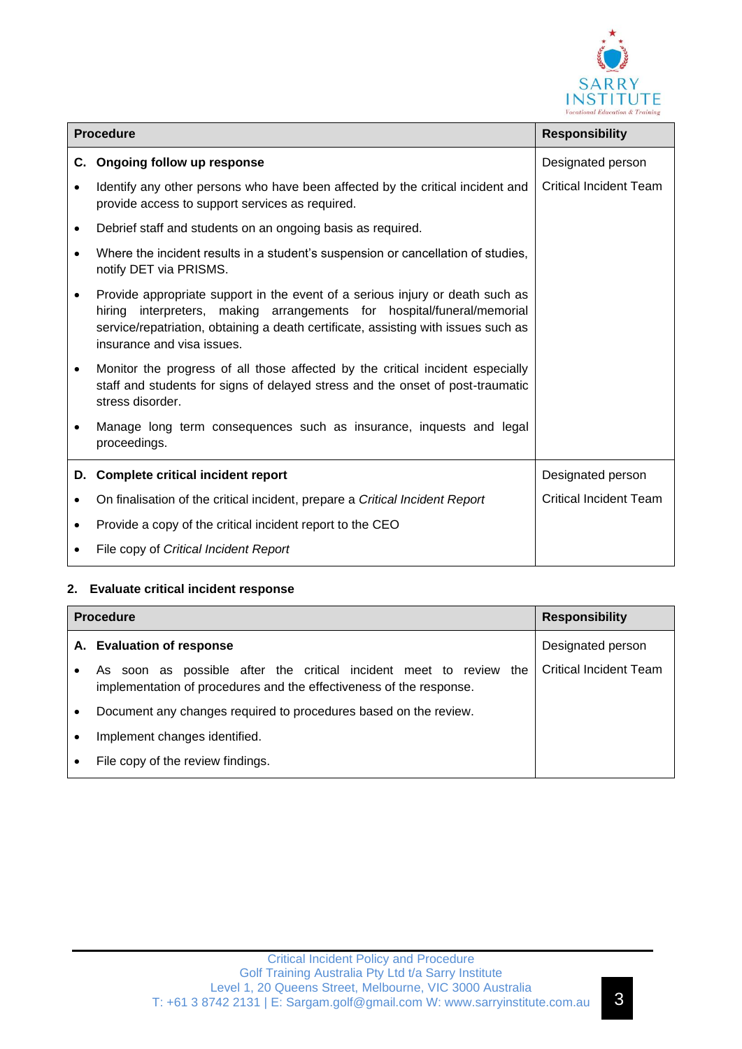| Procedure | Responsibility |
|---|---|
| **C. Ongoing follow up response**<br>• Identify any other persons who have been affected by the critical incident and provide access to support services as required.<br>• Debrief staff and students on an ongoing basis as required.<br>• Where the incident results in a student's suspension or cancellation of studies, notify DET via PRISMS.<br>• Provide appropriate support in the event of a serious injury or death such as hiring interpreters, making arrangements for hospital/funeral/memorial service/repatriation, obtaining a death certificate, assisting with issues such as insurance and visa issues.<br>• Monitor the progress of all those affected by the critical incident especially staff and students for signs of delayed stress and the onset of post-traumatic stress disorder.<br>• Manage long term consequences such as insurance, inquests and legal proceedings. | Designated person<br>Critical Incident Team |
| **D. Complete critical incident report**<br>• On finalisation of the critical incident, prepare a *Critical Incident Report*<br>• Provide a copy of the critical incident report to the CEO<br>• File copy of *Critical Incident Report* | Designated person<br>Critical Incident Team |

**2. Evaluate critical incident response**

| Procedure | Responsibility |
|---|---|
| **A. Evaluation of response**<br>• As soon as possible after the critical incident meet to review the implementation of procedures and the effectiveness of the response.<br>• Document any changes required to procedures based on the review.<br>• Implement changes identified.<br>• File copy of the review findings. | Designated person<br>Critical Incident Team |